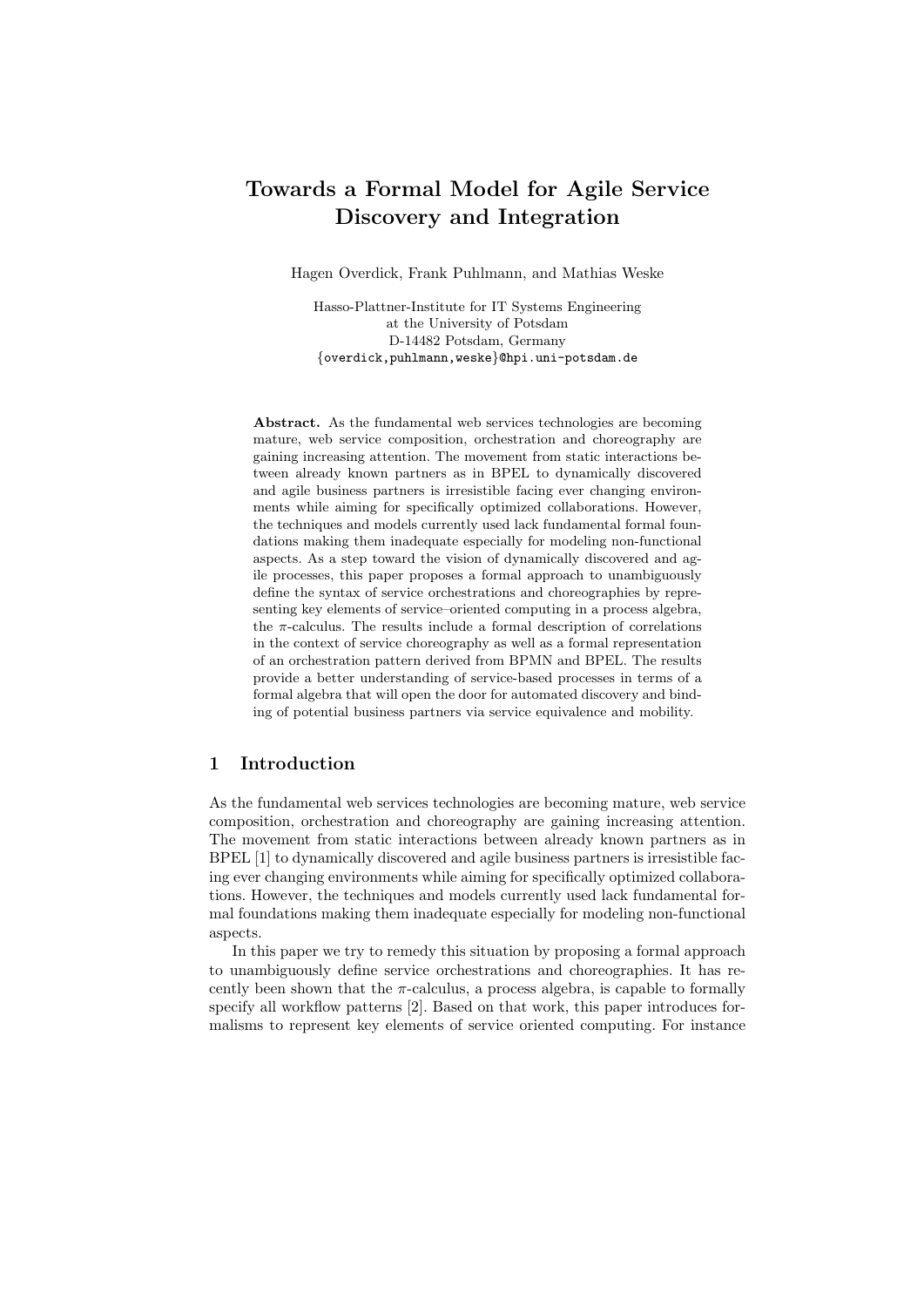# Towards a Formal Model for Agile Service Discovery and Integration

Hagen Overdick, Frank Puhlmann, and Mathias Weske

Hasso-Plattner-Institute for IT Systems Engineering
at the University of Potsdam
D-14482 Potsdam, Germany
{overdick,puhlmann,weske}@hpi.uni-potsdam.de

**Abstract.** As the fundamental web services technologies are becoming mature, web service composition, orchestration and choreography are gaining increasing attention. The movement from static interactions between already known partners as in BPEL to dynamically discovered and agile business partners is irresistible facing ever changing environments while aiming for specifically optimized collaborations. However, the techniques and models currently used lack fundamental formal foundations making them inadequate especially for modeling non-functional aspects. As a step toward the vision of dynamically discovered and agile processes, this paper proposes a formal approach to unambiguously define the syntax of service orchestrations and choreographies by representing key elements of service–oriented computing in a process algebra, the $\pi$-calculus. The results include a formal description of correlations in the context of service choreography as well as a formal representation of an orchestration pattern derived from BPMN and BPEL. The results provide a better understanding of service-based processes in terms of a formal algebra that will open the door for automated discovery and binding of potential business partners via service equivalence and mobility.

## 1 Introduction

As the fundamental web services technologies are becoming mature, web service composition, orchestration and choreography are gaining increasing attention. The movement from static interactions between already known partners as in BPEL [1] to dynamically discovered and agile business partners is irresistible facing ever changing environments while aiming for specifically optimized collaborations. However, the techniques and models currently used lack fundamental formal foundations making them inadequate especially for modeling non-functional aspects.

In this paper we try to remedy this situation by proposing a formal approach to unambiguously define service orchestrations and choreographies. It has recently been shown that the $\pi$-calculus, a process algebra, is capable to formally specify all workflow patterns [2]. Based on that work, this paper introduces formalisms to represent key elements of service oriented computing. For instance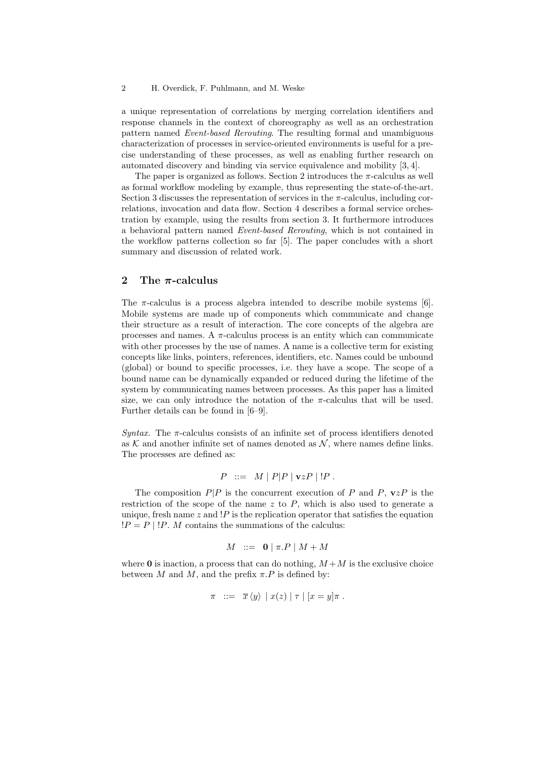a unique representation of correlations by merging correlation identifiers and response channels in the context of choreography as well as an orchestration pattern named *Event-based Rerouting*. The resulting formal and unambiguous characterization of processes in service-oriented environments is useful for a precise understanding of these processes, as well as enabling further research on automated discovery and binding via service equivalence and mobility [3, 4].

The paper is organized as follows. Section 2 introduces the $\pi$-calculus as well as formal workflow modeling by example, thus representing the state-of-the-art. Section 3 discusses the representation of services in the $\pi$-calculus, including correlations, invocation and data flow. Section 4 describes a formal service orchestration by example, using the results from section 3. It furthermore introduces a behavioral pattern named *Event-based Rerouting*, which is not contained in the workflow patterns collection so far [5]. The paper concludes with a short summary and discussion of related work.

## 2 The $\pi$-calculus

The $\pi$-calculus is a process algebra intended to describe mobile systems [6]. Mobile systems are made up of components which communicate and change their structure as a result of interaction. The core concepts of the algebra are processes and names. A $\pi$-calculus process is an entity which can communicate with other processes by the use of names. A name is a collective term for existing concepts like links, pointers, references, identifiers, etc. Names could be unbound (global) or bound to specific processes, i.e. they have a scope. The scope of a bound name can be dynamically expanded or reduced during the lifetime of the system by communicating names between processes. As this paper has a limited size, we can only introduce the notation of the $\pi$-calculus that will be used. Further details can be found in [6–9].

*Syntax.* The $\pi$-calculus consists of an infinite set of process identifiers denoted as $\mathcal{K}$ and another infinite set of names denoted as $\mathcal{N}$, where names define links. The processes are defined as:

$$P \ ::= \ M \mid P|P \mid \mathbf{v}zP \mid !P \ .$$

The composition $P|P$ is the concurrent execution of $P$ and $P$, $\mathbf{v}zP$ is the restriction of the scope of the name $z$ to $P$, which is also used to generate a unique, fresh name $z$ and $!P$ is the replication operator that satisfies the equation $!P = P \mid !P$. $M$ contains the summations of the calculus:

$$M \ ::= \ \mathbf{0} \mid \pi.P \mid M + M$$

where $\mathbf{0}$ is inaction, a process that can do nothing, $M + M$ is the exclusive choice between $M$ and $M$, and the prefix $\pi.P$ is defined by:

$$\pi \ ::= \ \overline{x}\,\langle y \rangle \ \mid x(z) \mid \tau \mid [x = y]\pi \ .$$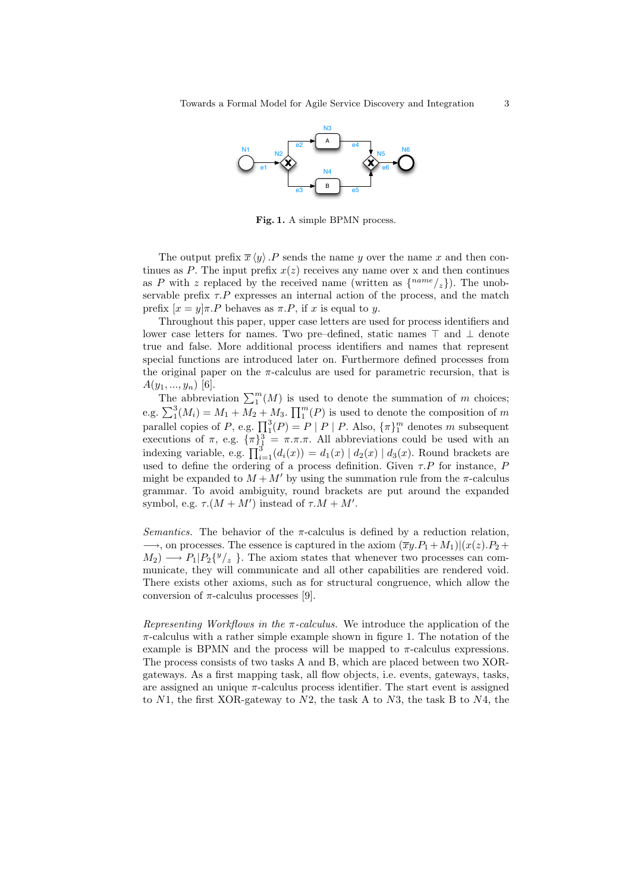**Fig. 1.** A simple BPMN process.

The output prefix $\overline{x}\langle y\rangle.P$ sends the name $y$ over the name $x$ and then continues as $P$. The input prefix $x(z)$ receives any name over x and then continues as $P$ with $z$ replaced by the received name (written as $\{^{name}/_{z}\}$). The unobservable prefix $\tau.P$ expresses an internal action of the process, and the match prefix $[x = y]\pi.P$ behaves as $\pi.P$, if $x$ is equal to $y$.

Throughout this paper, upper case letters are used for process identifiers and lower case letters for names. Two pre–defined, static names $\top$ and $\bot$ denote true and false. More additional process identifiers and names that represent special functions are introduced later on. Furthermore defined processes from the original paper on the $\pi$-calculus are used for parametric recursion, that is $A(y_1, ..., y_n)$ [6].

The abbreviation $\sum_1^m(M)$ is used to denote the summation of $m$ choices; e.g. $\sum_1^3(M_i) = M_1 + M_2 + M_3$. $\prod_1^m(P)$ is used to denote the composition of $m$ parallel copies of $P$, e.g. $\prod_1^3(P) = P \mid P \mid P$. Also, $\{\pi\}_1^m$ denotes $m$ subsequent executions of $\pi$, e.g. $\{\pi\}_1^3 = \pi.\pi.\pi$. All abbreviations could be used with an indexing variable, e.g. $\prod_{i=1}^3(d_i(x)) = d_1(x) \mid d_2(x) \mid d_3(x)$. Round brackets are used to define the ordering of a process definition. Given $\tau.P$ for instance, $P$ might be expanded to $M + M'$ by using the summation rule from the $\pi$-calculus grammar. To avoid ambiguity, round brackets are put around the expanded symbol, e.g. $\tau.(M + M')$ instead of $\tau.M + M'$.

*Semantics.* The behavior of the $\pi$-calculus is defined by a reduction relation, $\longrightarrow$, on processes. The essence is captured in the axiom $(\overline{x}y.P_1 + M_1)|(x(z).P_2 + M_2) \longrightarrow P_1|P_2\{^y/_z\}$. The axiom states that whenever two processes can communicate, they will communicate and all other capabilities are rendered void. There exists other axioms, such as for structural congruence, which allow the conversion of $\pi$-calculus processes [9].

*Representing Workflows in the $\pi$-calculus.* We introduce the application of the $\pi$-calculus with a rather simple example shown in figure 1. The notation of the example is BPMN and the process will be mapped to $\pi$-calculus expressions. The process consists of two tasks A and B, which are placed between two XOR-gateways. As a first mapping task, all flow objects, i.e. events, gateways, tasks, are assigned an unique $\pi$-calculus process identifier. The start event is assigned to $N1$, the first XOR-gateway to $N2$, the task A to $N3$, the task B to $N4$, the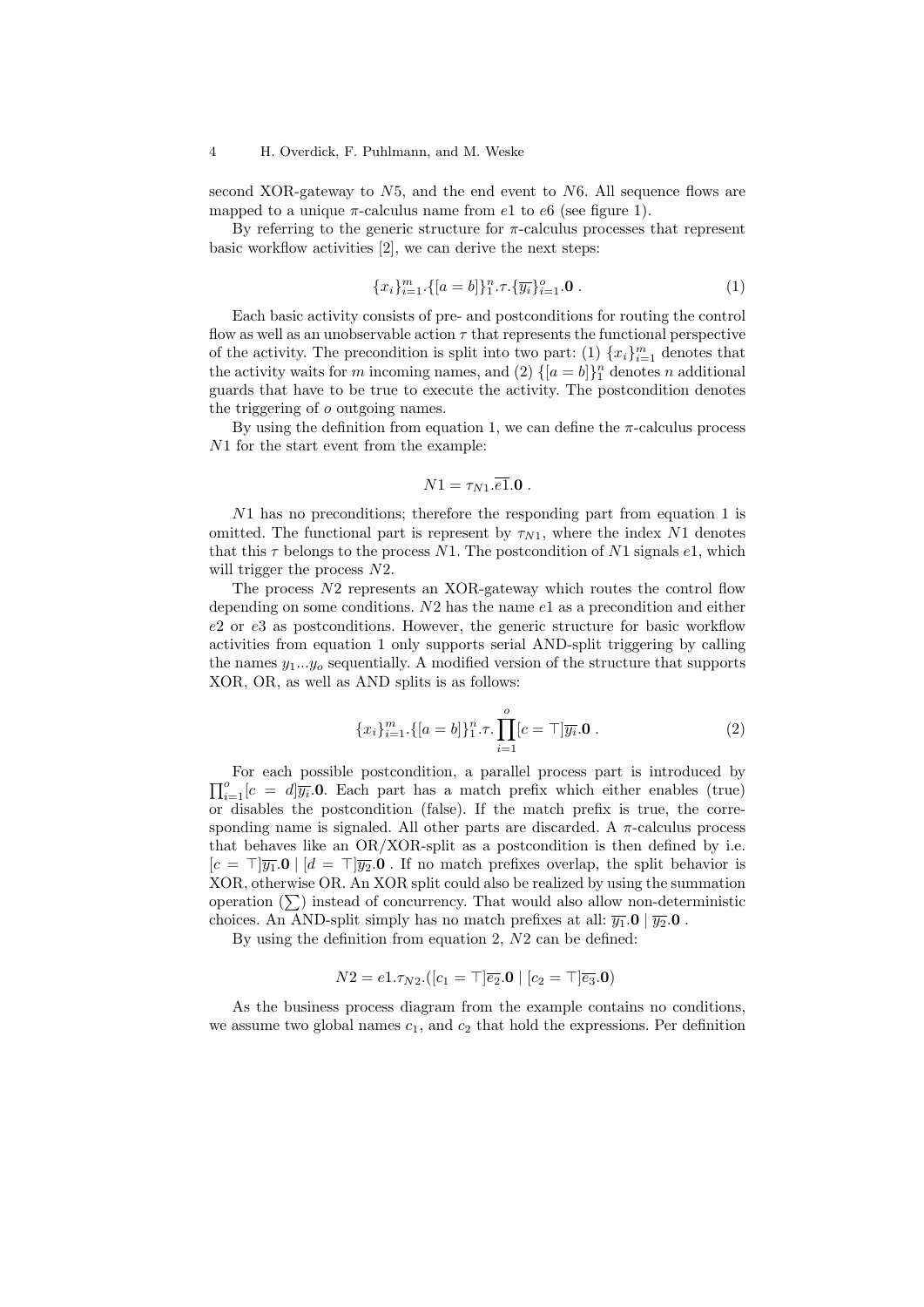second XOR-gateway to $N5$, and the end event to $N6$. All sequence flows are mapped to a unique $\pi$-calculus name from $e1$ to $e6$ (see figure 1).

By referring to the generic structure for $\pi$-calculus processes that represent basic workflow activities [2], we can derive the next steps:

$$\{x_i\}_{i=1}^{m}.\{[a=b]\}_1^n.\tau.\{\overline{y_i}\}_{i=1}^{o}.\mathbf{0}\ . \tag{1}$$

Each basic activity consists of pre- and postconditions for routing the control flow as well as an unobservable action $\tau$ that represents the functional perspective of the activity. The precondition is split into two part: (1) $\{x_i\}_{i=1}^{m}$ denotes that the activity waits for $m$ incoming names, and (2) $\{[a=b]\}_1^n$ denotes $n$ additional guards that have to be true to execute the activity. The postcondition denotes the triggering of $o$ outgoing names.

By using the definition from equation 1, we can define the $\pi$-calculus process $N1$ for the start event from the example:

$$N1 = \tau_{N1}.\overline{e1}.\mathbf{0}\ .$$

$N1$ has no preconditions; therefore the responding part from equation 1 is omitted. The functional part is represent by $\tau_{N1}$, where the index $N1$ denotes that this $\tau$ belongs to the process $N1$. The postcondition of $N1$ signals $e1$, which will trigger the process $N2$.

The process $N2$ represents an XOR-gateway which routes the control flow depending on some conditions. $N2$ has the name $e1$ as a precondition and either $e2$ or $e3$ as postconditions. However, the generic structure for basic workflow activities from equation 1 only supports serial AND-split triggering by calling the names $y_1...y_o$ sequentially. A modified version of the structure that supports XOR, OR, as well as AND splits is as follows:

$$\{x_i\}_{i=1}^{m}.\{[a=b]\}_1^n.\tau.\prod_{i=1}^{o}[c=\top]\overline{y_i}.\mathbf{0}\ . \tag{2}$$

For each possible postcondition, a parallel process part is introduced by $\prod_{i=1}^{o}[c=d]\overline{y_i}.\mathbf{0}$. Each part has a match prefix which either enables (true) or disables the postcondition (false). If the match prefix is true, the corresponding name is signaled. All other parts are discarded. A $\pi$-calculus process that behaves like an OR/XOR-split as a postcondition is then defined by i.e. $[c=\top]\overline{y_1}.\mathbf{0} \mid [d=\top]\overline{y_2}.\mathbf{0}$ . If no match prefixes overlap, the split behavior is XOR, otherwise OR. An XOR split could also be realized by using the summation operation ($\sum$) instead of concurrency. That would also allow non-deterministic choices. An AND-split simply has no match prefixes at all: $\overline{y_1}.\mathbf{0} \mid \overline{y_2}.\mathbf{0}$ .

By using the definition from equation 2, $N2$ can be defined:

$$N2 = e1.\tau_{N2}.([c_1=\top]\overline{e2}.\mathbf{0} \mid [c_2=\top]\overline{e3}.\mathbf{0})$$

As the business process diagram from the example contains no conditions, we assume two global names $c_1$, and $c_2$ that hold the expressions. Per definition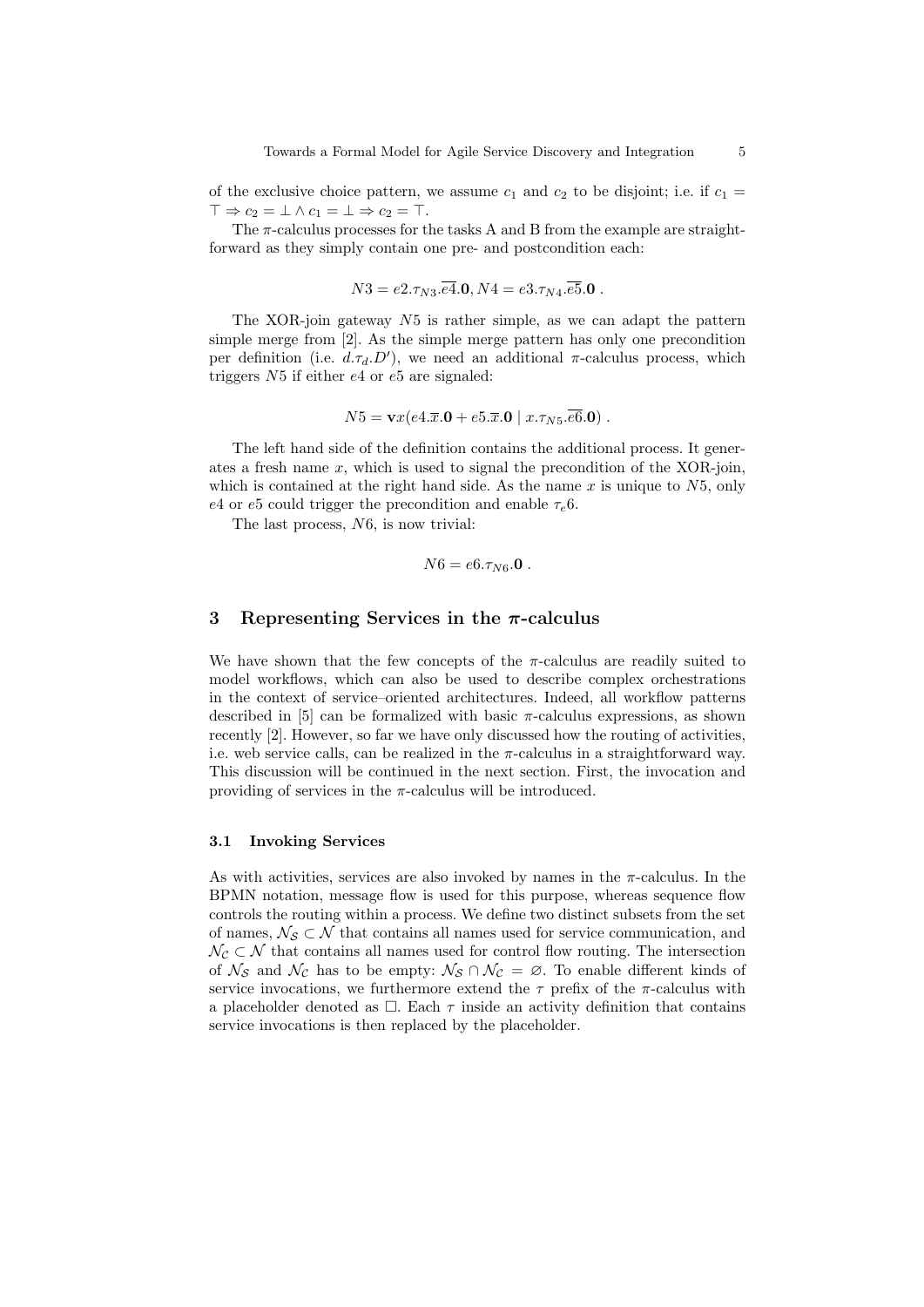of the exclusive choice pattern, we assume $c_1$ and $c_2$ to be disjoint; i.e. if $c_1 = \top \Rightarrow c_2 = \bot \wedge c_1 = \bot \Rightarrow c_2 = \top$.

The $\pi$-calculus processes for the tasks A and B from the example are straightforward as they simply contain one pre- and postcondition each:

$$N3 = e2.\tau_{N3}.\overline{e4}.\mathbf{0}, N4 = e3.\tau_{N4}.\overline{e5}.\mathbf{0} \ .$$

The XOR-join gateway $N5$ is rather simple, as we can adapt the pattern simple merge from [2]. As the simple merge pattern has only one precondition per definition (i.e. $d.\tau_d.D'$), we need an additional $\pi$-calculus process, which triggers $N5$ if either $e4$ or $e5$ are signaled:

$$N5 = \mathbf{v}x(e4.\overline{x}.\mathbf{0} + e5.\overline{x}.\mathbf{0} \mid x.\tau_{N5}.\overline{e6}.\mathbf{0}) \ .$$

The left hand side of the definition contains the additional process. It generates a fresh name $x$, which is used to signal the precondition of the XOR-join, which is contained at the right hand side. As the name $x$ is unique to $N5$, only $e4$ or $e5$ could trigger the precondition and enable $\tau_e 6$.

The last process, $N6$, is now trivial:

$$N6 = e6.\tau_{N6}.\mathbf{0} \ .$$

## 3 Representing Services in the $\pi$-calculus

We have shown that the few concepts of the $\pi$-calculus are readily suited to model workflows, which can also be used to describe complex orchestrations in the context of service–oriented architectures. Indeed, all workflow patterns described in [5] can be formalized with basic $\pi$-calculus expressions, as shown recently [2]. However, so far we have only discussed how the routing of activities, i.e. web service calls, can be realized in the $\pi$-calculus in a straightforward way. This discussion will be continued in the next section. First, the invocation and providing of services in the $\pi$-calculus will be introduced.

### 3.1 Invoking Services

As with activities, services are also invoked by names in the $\pi$-calculus. In the BPMN notation, message flow is used for this purpose, whereas sequence flow controls the routing within a process. We define two distinct subsets from the set of names, $\mathcal{N}_\mathcal{S} \subset \mathcal{N}$ that contains all names used for service communication, and $\mathcal{N}_\mathcal{C} \subset \mathcal{N}$ that contains all names used for control flow routing. The intersection of $\mathcal{N}_\mathcal{S}$ and $\mathcal{N}_\mathcal{C}$ has to be empty: $\mathcal{N}_\mathcal{S} \cap \mathcal{N}_\mathcal{C} = \varnothing$. To enable different kinds of service invocations, we furthermore extend the $\tau$ prefix of the $\pi$-calculus with a placeholder denoted as $\Box$. Each $\tau$ inside an activity definition that contains service invocations is then replaced by the placeholder.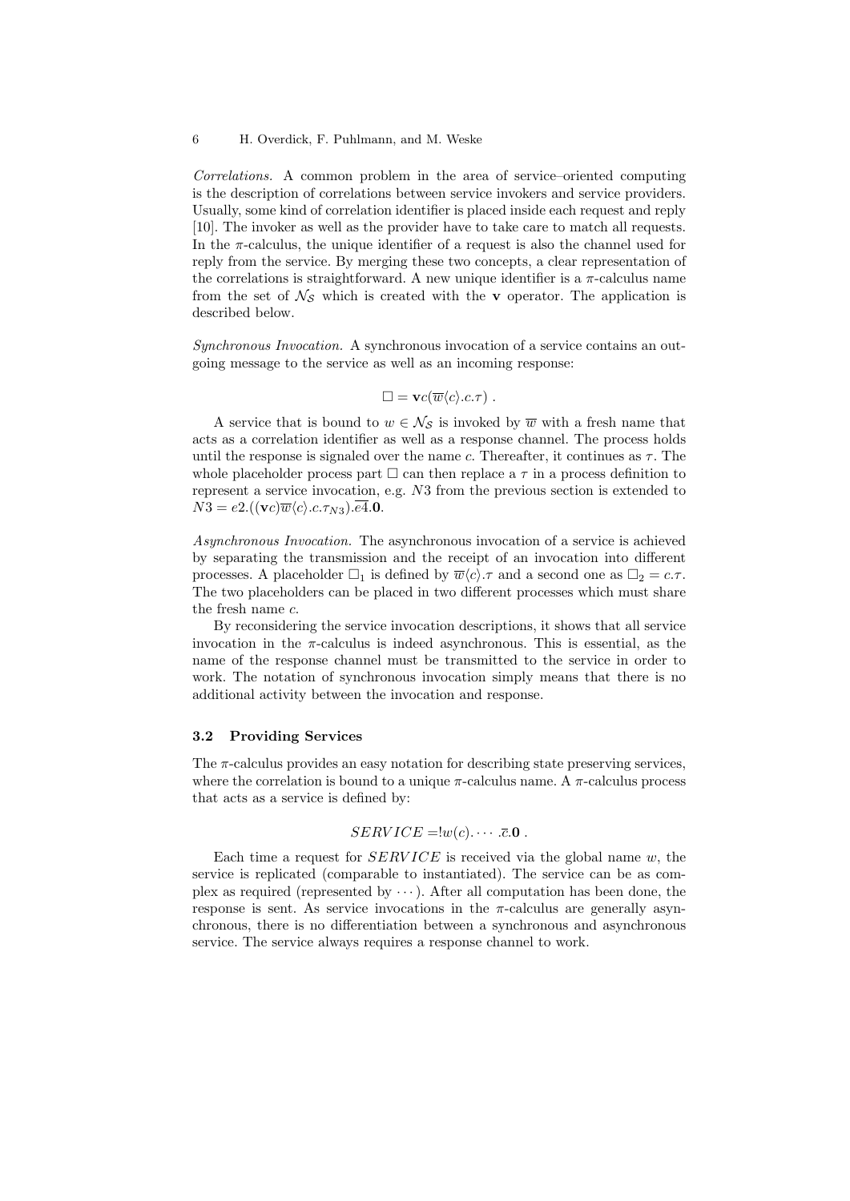*Correlations.* A common problem in the area of service–oriented computing is the description of correlations between service invokers and service providers. Usually, some kind of correlation identifier is placed inside each request and reply [10]. The invoker as well as the provider have to take care to match all requests. In the $\pi$-calculus, the unique identifier of a request is also the channel used for reply from the service. By merging these two concepts, a clear representation of the correlations is straightforward. A new unique identifier is a $\pi$-calculus name from the set of $\mathcal{N}_\mathcal{S}$ which is created with the **v** operator. The application is described below.

*Synchronous Invocation.* A synchronous invocation of a service contains an outgoing message to the service as well as an incoming response:

$$\square = \mathbf{v}c(\overline{w}\langle c\rangle.c.\tau) \ .$$

A service that is bound to $w \in \mathcal{N}_\mathcal{S}$ is invoked by $\overline{w}$ with a fresh name that acts as a correlation identifier as well as a response channel. The process holds until the response is signaled over the name $c$. Thereafter, it continues as $\tau$. The whole placeholder process part $\square$ can then replace a $\tau$ in a process definition to represent a service invocation, e.g. $N3$ from the previous section is extended to $N3 = e2.((\mathbf{v}c)\overline{w}\langle c\rangle.c.\tau_{N3}).\overline{e4}.\mathbf{0}$.

*Asynchronous Invocation.* The asynchronous invocation of a service is achieved by separating the transmission and the receipt of an invocation into different processes. A placeholder $\square_1$ is defined by $\overline{w}\langle c\rangle.\tau$ and a second one as $\square_2 = c.\tau$. The two placeholders can be placed in two different processes which must share the fresh name $c$.

By reconsidering the service invocation descriptions, it shows that all service invocation in the $\pi$-calculus is indeed asynchronous. This is essential, as the name of the response channel must be transmitted to the service in order to work. The notation of synchronous invocation simply means that there is no additional activity between the invocation and response.

### 3.2 Providing Services

The $\pi$-calculus provides an easy notation for describing state preserving services, where the correlation is bound to a unique $\pi$-calculus name. A $\pi$-calculus process that acts as a service is defined by:

$$SERVICE = !w(c). \cdots .\overline{c}.\mathbf{0} \ .$$

Each time a request for $SERVICE$ is received via the global name $w$, the service is replicated (comparable to instantiated). The service can be as complex as required (represented by $\cdots$). After all computation has been done, the response is sent. As service invocations in the $\pi$-calculus are generally asynchronous, there is no differentiation between a synchronous and asynchronous service. The service always requires a response channel to work.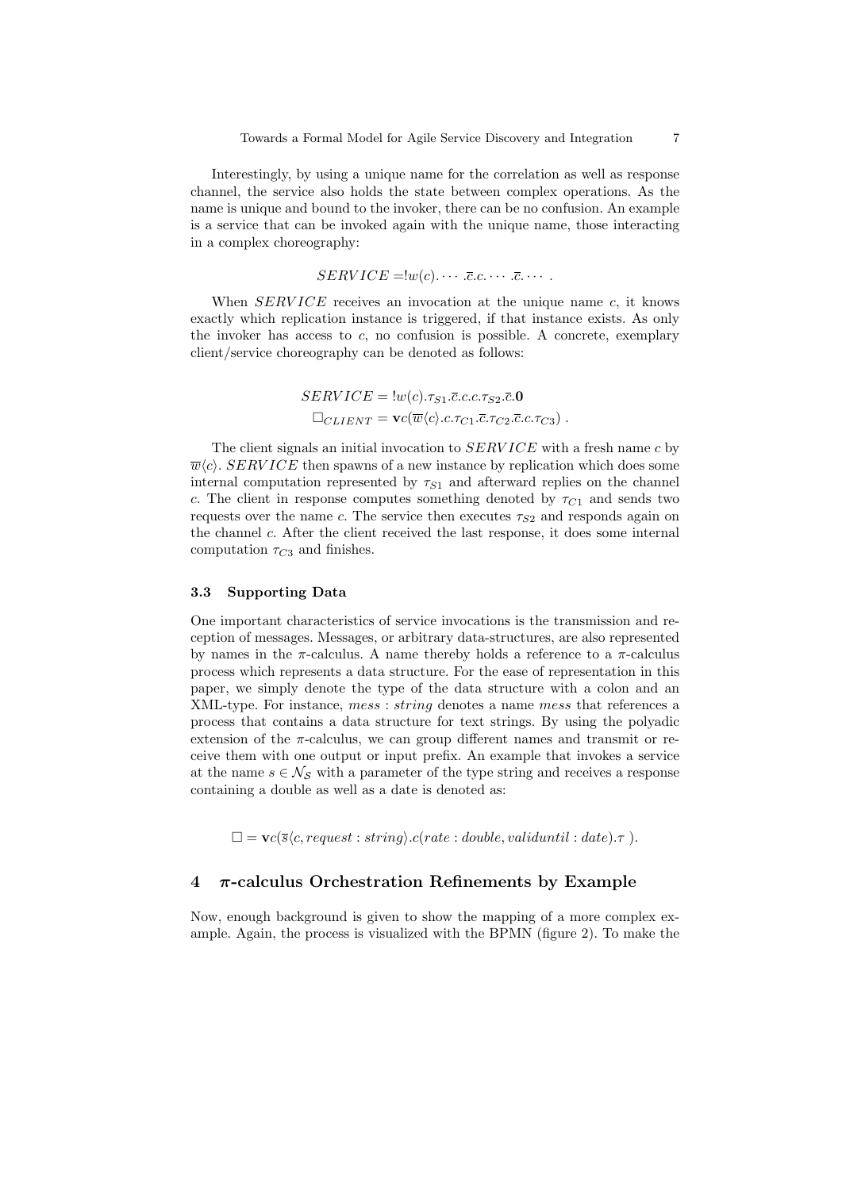Interestingly, by using a unique name for the correlation as well as response channel, the service also holds the state between complex operations. As the name is unique and bound to the invoker, there can be no confusion. An example is a service that can be invoked again with the unique name, those interacting in a complex choreography:

$$SERVICE = !w(c). \cdots .\overline{c}.c. \cdots .\overline{c}. \cdots .$$

When $SERVICE$ receives an invocation at the unique name $c$, it knows exactly which replication instance is triggered, if that instance exists. As only the invoker has access to $c$, no confusion is possible. A concrete, exemplary client/service choreography can be denoted as follows:

$$SERVICE = !w(c).\tau_{S1}.\overline{c}.c.c.\tau_{S2}.\overline{c}.\mathbf{0}$$
$$\Box_{CLIENT} = \mathbf{v}c(\overline{w}\langle c\rangle.c.\tau_{C1}.\overline{c}.\tau_{C2}.\overline{c}.c.\tau_{C3}) .$$

The client signals an initial invocation to $SERVICE$ with a fresh name $c$ by $\overline{w}\langle c\rangle$. $SERVICE$ then spawns of a new instance by replication which does some internal computation represented by $\tau_{S1}$ and afterward replies on the channel $c$. The client in response computes something denoted by $\tau_{C1}$ and sends two requests over the name $c$. The service then executes $\tau_{S2}$ and responds again on the channel $c$. After the client received the last response, it does some internal computation $\tau_{C3}$ and finishes.

### 3.3 Supporting Data

One important characteristics of service invocations is the transmission and reception of messages. Messages, or arbitrary data-structures, are also represented by names in the $\pi$-calculus. A name thereby holds a reference to a $\pi$-calculus process which represents a data structure. For the ease of representation in this paper, we simply denote the type of the data structure with a colon and an XML-type. For instance, $mess : string$ denotes a name $mess$ that references a process that contains a data structure for text strings. By using the polyadic extension of the $\pi$-calculus, we can group different names and transmit or receive them with one output or input prefix. An example that invokes a service at the name $s \in \mathcal{N_S}$ with a parameter of the type string and receives a response containing a double as well as a date is denoted as:

$$\Box = \mathbf{v}c(\overline{s}\langle c, request : string\rangle.c(rate : double, validuntil : date).\tau\ ).$$

## 4 $\pi$-calculus Orchestration Refinements by Example

Now, enough background is given to show the mapping of a more complex example. Again, the process is visualized with the BPMN (figure 2). To make the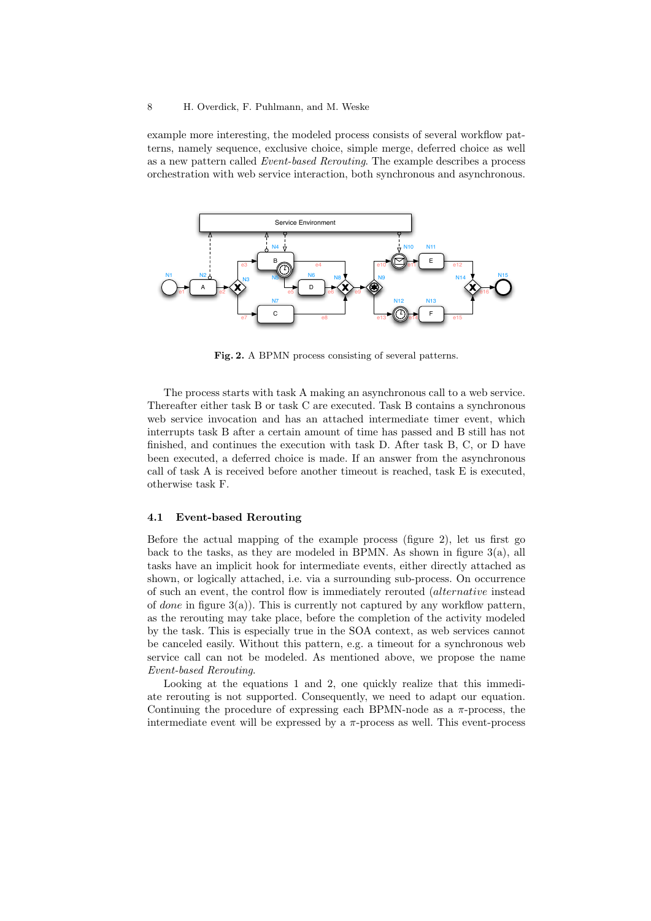example more interesting, the modeled process consists of several workflow patterns, namely sequence, exclusive choice, simple merge, deferred choice as well as a new pattern called *Event-based Rerouting*. The example describes a process orchestration with web service interaction, both synchronous and asynchronous.

**Fig. 2.** A BPMN process consisting of several patterns.

The process starts with task A making an asynchronous call to a web service. Thereafter either task B or task C are executed. Task B contains a synchronous web service invocation and has an attached intermediate timer event, which interrupts task B after a certain amount of time has passed and B still has not finished, and continues the execution with task D. After task B, C, or D have been executed, a deferred choice is made. If an answer from the asynchronous call of task A is received before another timeout is reached, task E is executed, otherwise task F.

### 4.1 Event-based Rerouting

Before the actual mapping of the example process (figure 2), let us first go back to the tasks, as they are modeled in BPMN. As shown in figure 3(a), all tasks have an implicit hook for intermediate events, either directly attached as shown, or logically attached, i.e. via a surrounding sub-process. On occurrence of such an event, the control flow is immediately rerouted (*alternative* instead of *done* in figure 3(a)). This is currently not captured by any workflow pattern, as the rerouting may take place, before the completion of the activity modeled by the task. This is especially true in the SOA context, as web services cannot be canceled easily. Without this pattern, e.g. a timeout for a synchronous web service call can not be modeled. As mentioned above, we propose the name *Event-based Rerouting*.

Looking at the equations 1 and 2, one quickly realize that this immediate rerouting is not supported. Consequently, we need to adapt our equation. Continuing the procedure of expressing each BPMN-node as a $\pi$-process, the intermediate event will be expressed by a $\pi$-process as well. This event-process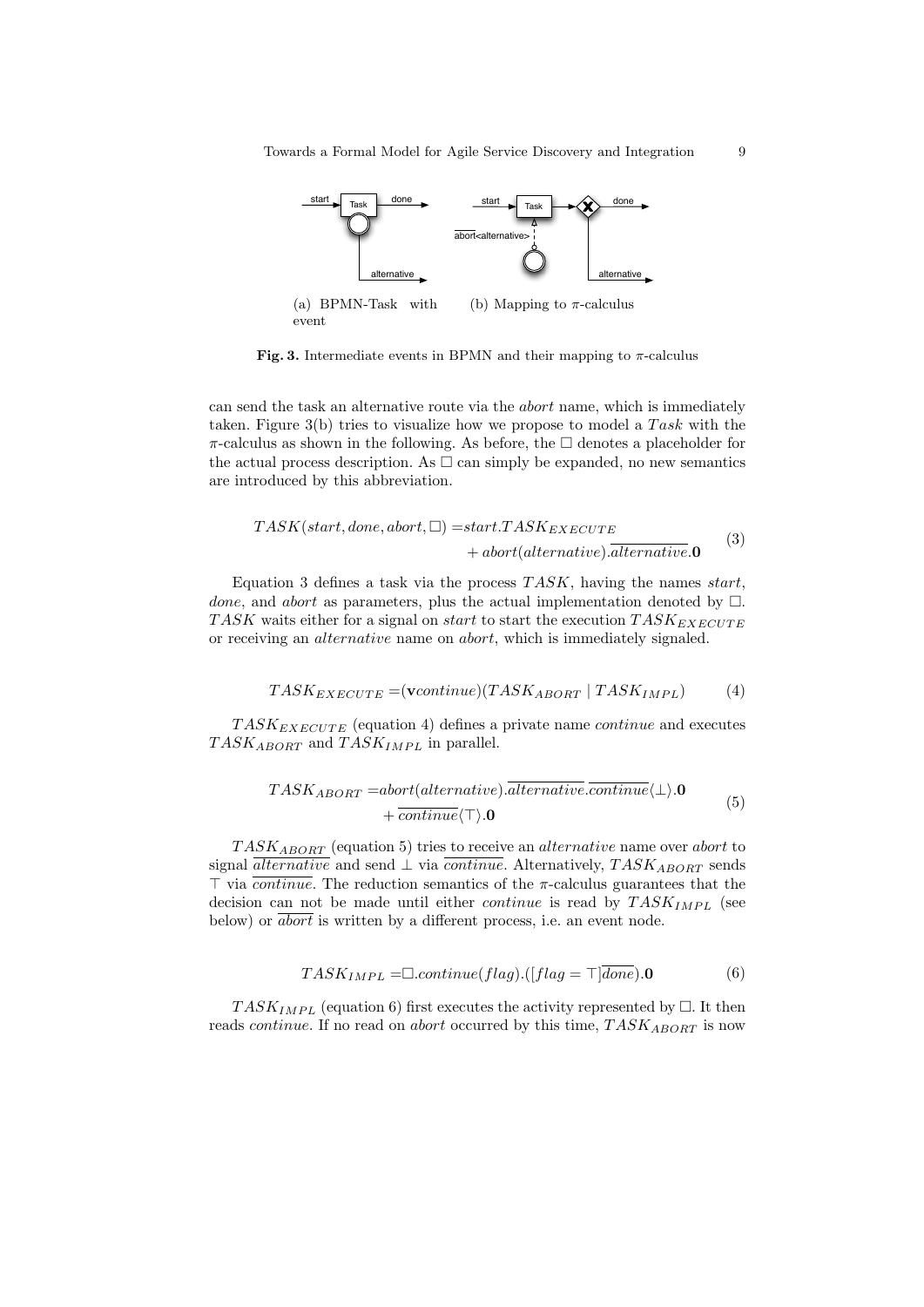(a) BPMN-Task with event

(b) Mapping to π-calculus

**Fig. 3.** Intermediate events in BPMN and their mapping to π-calculus

can send the task an alternative route via the *abort* name, which is immediately taken. Figure 3(b) tries to visualize how we propose to model a $Task$ with the π-calculus as shown in the following. As before, the $\Box$ denotes a placeholder for the actual process description. As $\Box$ can simply be expanded, no new semantics are introduced by this abbreviation.

$$
\begin{aligned}
TASK(start, done, abort, \Box) =& start.TASK_{EXECUTE} \\
&+ abort(alternative).\overline{alternative}.\mathbf{0}
\end{aligned}
\tag{3}
$$

Equation 3 defines a task via the process $TASK$, having the names *start*, *done*, and *abort* as parameters, plus the actual implementation denoted by $\Box$. $TASK$ waits either for a signal on *start* to start the execution $TASK_{EXECUTE}$ or receiving an *alternative* name on *abort*, which is immediately signaled.

$$
TASK_{EXECUTE} = (\mathbf{v}continue)(TASK_{ABORT} \mid TASK_{IMPL}) \tag{4}
$$

$TASK_{EXECUTE}$ (equation 4) defines a private name *continue* and executes $TASK_{ABORT}$ and $TASK_{IMPL}$ in parallel.

$$
\begin{aligned}
TASK_{ABORT} =& abort(alternative).\overline{alternative}.\overline{continue}\langle\bot\rangle.\mathbf{0} \\
&+ \overline{continue}\langle\top\rangle.\mathbf{0}
\end{aligned}
\tag{5}
$$

$TASK_{ABORT}$ (equation 5) tries to receive an *alternative* name over *abort* to signal $\overline{alternative}$ and send $\bot$ via $\overline{continue}$. Alternatively, $TASK_{ABORT}$ sends $\top$ via $\overline{continue}$. The reduction semantics of the π-calculus guarantees that the decision can not be made until either *continue* is read by $TASK_{IMPL}$ (see below) or $\overline{abort}$ is written by a different process, i.e. an event node.

$$
TASK_{IMPL} = \Box.continue(flag).([flag = \top]\overline{done}).\mathbf{0} \tag{6}
$$

$TASK_{IMPL}$ (equation 6) first executes the activity represented by $\Box$. It then reads *continue*. If no read on *abort* occurred by this time, $TASK_{ABORT}$ is now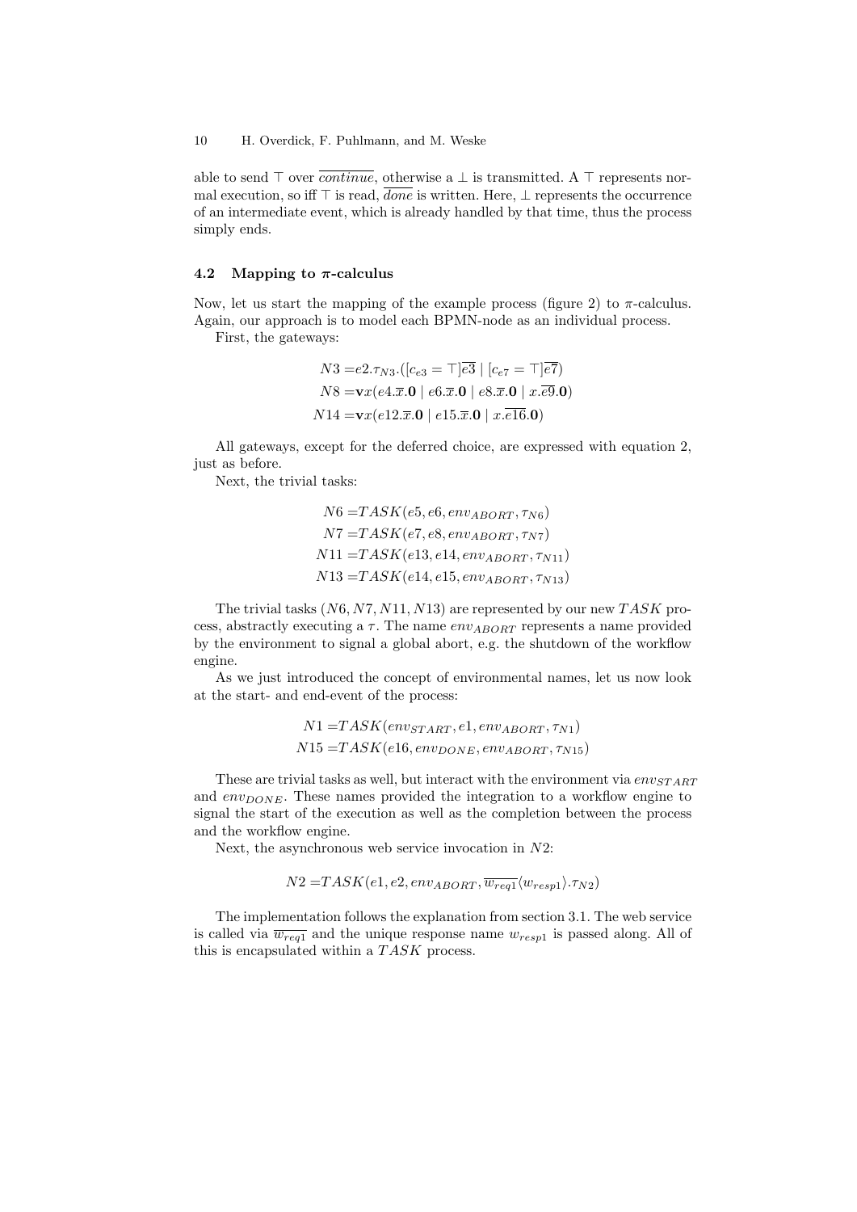able to send $\top$ over $\overline{continue}$, otherwise a $\bot$ is transmitted. A $\top$ represents normal execution, so iff $\top$ is read, $\overline{done}$ is written. Here, $\bot$ represents the occurrence of an intermediate event, which is already handled by that time, thus the process simply ends.

### 4.2 Mapping to $\pi$-calculus

Now, let us start the mapping of the example process (figure 2) to $\pi$-calculus. Again, our approach is to model each BPMN-node as an individual process.

First, the gateways:

$$
\begin{aligned}
N3 =& e2.\tau_{N3}.([c_{e3} = \top]\overline{e3} \mid [c_{e7} = \top]\overline{e7}) \\
N8 =& \mathbf{v}x(e4.\overline{x}.\mathbf{0} \mid e6.\overline{x}.\mathbf{0} \mid e8.\overline{x}.\mathbf{0} \mid x.\overline{e9}.\mathbf{0}) \\
N14 =& \mathbf{v}x(e12.\overline{x}.\mathbf{0} \mid e15.\overline{x}.\mathbf{0} \mid x.\overline{e16}.\mathbf{0})
\end{aligned}
$$

All gateways, except for the deferred choice, are expressed with equation 2, just as before.

Next, the trivial tasks:

$$
\begin{aligned}
N6 =& TASK(e5, e6, env_{ABORT}, \tau_{N6}) \\
N7 =& TASK(e7, e8, env_{ABORT}, \tau_{N7}) \\
N11 =& TASK(e13, e14, env_{ABORT}, \tau_{N11}) \\
N13 =& TASK(e14, e15, env_{ABORT}, \tau_{N13})
\end{aligned}
$$

The trivial tasks ($N6, N7, N11, N13$) are represented by our new $TASK$ process, abstractly executing a $\tau$. The name $env_{ABORT}$ represents a name provided by the environment to signal a global abort, e.g. the shutdown of the workflow engine.

As we just introduced the concept of environmental names, let us now look at the start- and end-event of the process:

$$
\begin{aligned}
N1 =& TASK(env_{START}, e1, env_{ABORT}, \tau_{N1}) \\
N15 =& TASK(e16, env_{DONE}, env_{ABORT}, \tau_{N15})
\end{aligned}
$$

These are trivial tasks as well, but interact with the environment via $env_{START}$ and $env_{DONE}$. These names provided the integration to a workflow engine to signal the start of the execution as well as the completion between the process and the workflow engine.

Next, the asynchronous web service invocation in $N2$:

$$
N2 = TASK(e1, e2, env_{ABORT}, \overline{w_{req1}}\langle w_{resp1}\rangle.\tau_{N2})
$$

The implementation follows the explanation from section 3.1. The web service is called via $\overline{w_{req1}}$ and the unique response name $w_{resp1}$ is passed along. All of this is encapsulated within a $TASK$ process.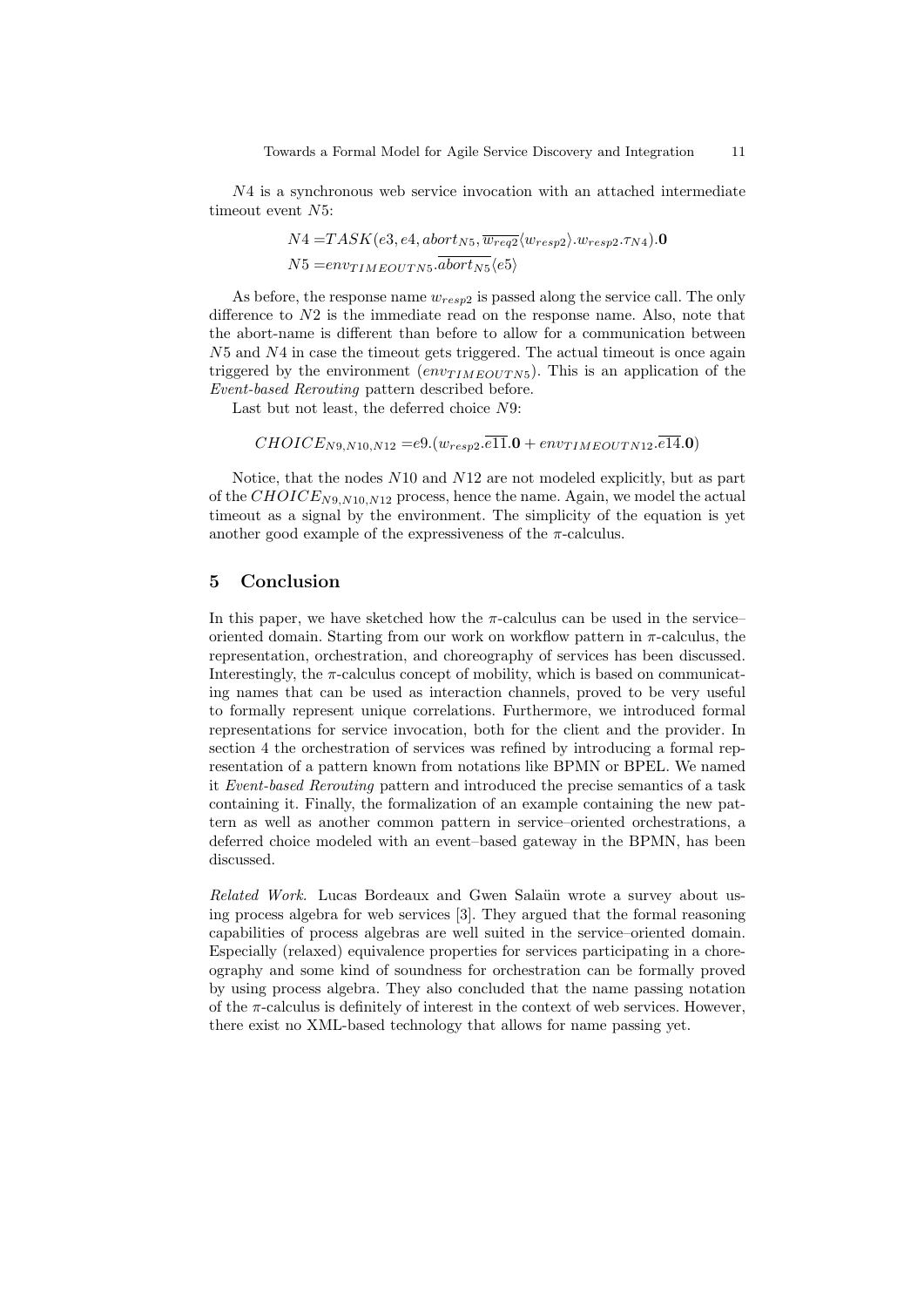$N4$ is a synchronous web service invocation with an attached intermediate timeout event $N5$:

$$N4 = TASK(e3, e4, abort_{N5}, \overline{w_{req2}}\langle w_{resp2}\rangle.w_{resp2}.\tau_{N4}).\mathbf{0}$$
$$N5 = env_{TIMEOUTN5}.\overline{abort_{N5}}\langle e5\rangle$$

As before, the response name $w_{resp2}$ is passed along the service call. The only difference to $N2$ is the immediate read on the response name. Also, note that the abort-name is different than before to allow for a communication between $N5$ and $N4$ in case the timeout gets triggered. The actual timeout is once again triggered by the environment ($env_{TIMEOUTN5}$). This is an application of the *Event-based Rerouting* pattern described before.

Last but not least, the deferred choice $N9$:

$$CHOICE_{N9,N10,N12} = e9.(w_{resp2}.\overline{e11}.\mathbf{0} + env_{TIMEOUTN12}.\overline{e14}.\mathbf{0})$$

Notice, that the nodes $N10$ and $N12$ are not modeled explicitly, but as part of the $CHOICE_{N9,N10,N12}$ process, hence the name. Again, we model the actual timeout as a signal by the environment. The simplicity of the equation is yet another good example of the expressiveness of the $\pi$-calculus.

## 5 Conclusion

In this paper, we have sketched how the $\pi$-calculus can be used in the service–oriented domain. Starting from our work on workflow pattern in $\pi$-calculus, the representation, orchestration, and choreography of services has been discussed. Interestingly, the $\pi$-calculus concept of mobility, which is based on communicating names that can be used as interaction channels, proved to be very useful to formally represent unique correlations. Furthermore, we introduced formal representations for service invocation, both for the client and the provider. In section 4 the orchestration of services was refined by introducing a formal representation of a pattern known from notations like BPMN or BPEL. We named it *Event-based Rerouting* pattern and introduced the precise semantics of a task containing it. Finally, the formalization of an example containing the new pattern as well as another common pattern in service–oriented orchestrations, a deferred choice modeled with an event–based gateway in the BPMN, has been discussed.

*Related Work.* Lucas Bordeaux and Gwen Salaün wrote a survey about using process algebra for web services [3]. They argued that the formal reasoning capabilities of process algebras are well suited in the service–oriented domain. Especially (relaxed) equivalence properties for services participating in a choreography and some kind of soundness for orchestration can be formally proved by using process algebra. They also concluded that the name passing notation of the $\pi$-calculus is definitely of interest in the context of web services. However, there exist no XML-based technology that allows for name passing yet.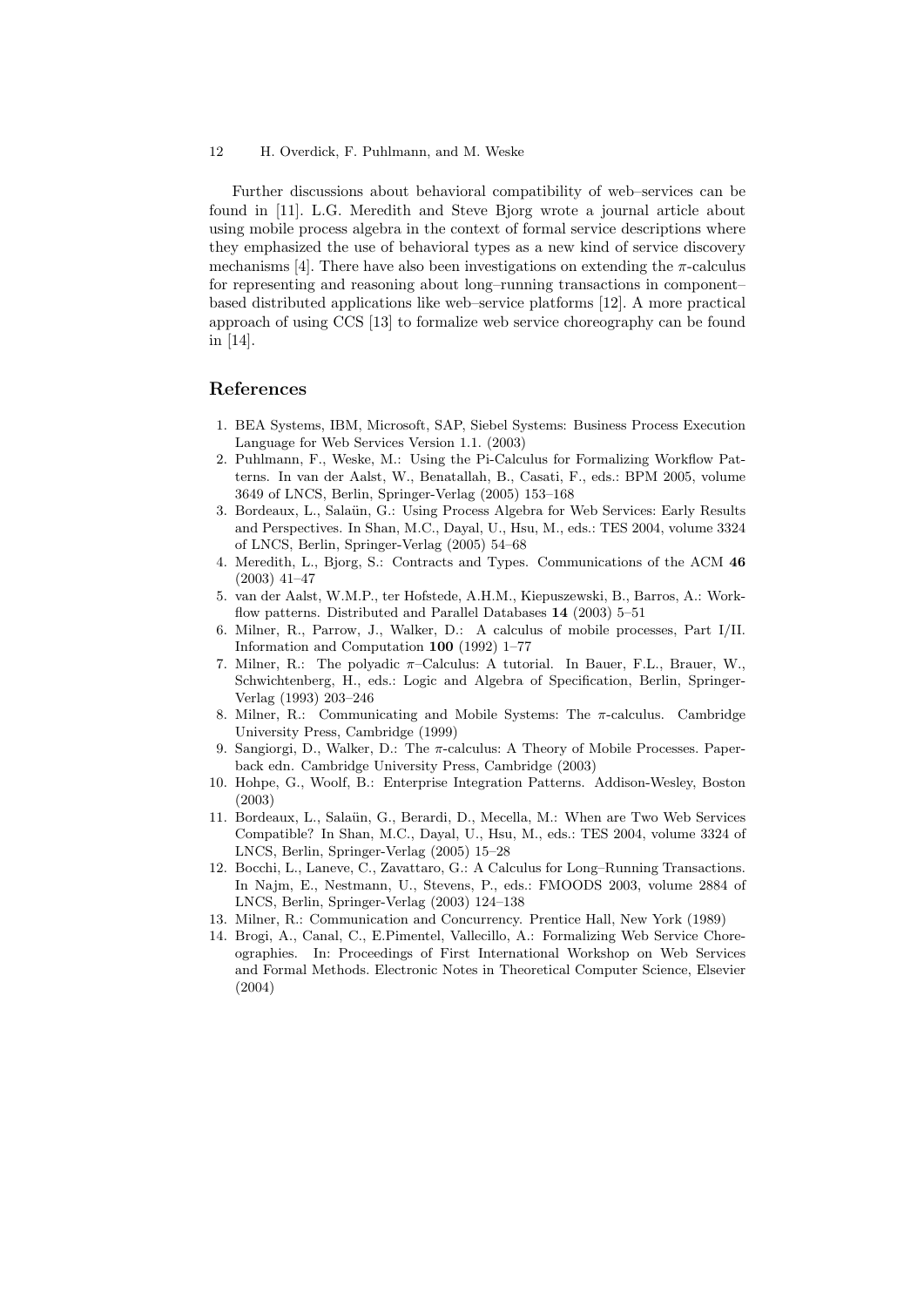Further discussions about behavioral compatibility of web–services can be found in [11]. L.G. Meredith and Steve Bjorg wrote a journal article about using mobile process algebra in the context of formal service descriptions where they emphasized the use of behavioral types as a new kind of service discovery mechanisms [4]. There have also been investigations on extending the $\pi$-calculus for representing and reasoning about long–running transactions in component–based distributed applications like web–service platforms [12]. A more practical approach of using CCS [13] to formalize web service choreography can be found in [14].

## References

1. BEA Systems, IBM, Microsoft, SAP, Siebel Systems: Business Process Execution Language for Web Services Version 1.1. (2003)
2. Puhlmann, F., Weske, M.: Using the Pi-Calculus for Formalizing Workflow Patterns. In van der Aalst, W., Benatallah, B., Casati, F., eds.: BPM 2005, volume 3649 of LNCS, Berlin, Springer-Verlag (2005) 153–168
3. Bordeaux, L., Salaün, G.: Using Process Algebra for Web Services: Early Results and Perspectives. In Shan, M.C., Dayal, U., Hsu, M., eds.: TES 2004, volume 3324 of LNCS, Berlin, Springer-Verlag (2005) 54–68
4. Meredith, L., Bjorg, S.: Contracts and Types. Communications of the ACM **46** (2003) 41–47
5. van der Aalst, W.M.P., ter Hofstede, A.H.M., Kiepuszewski, B., Barros, A.: Workflow patterns. Distributed and Parallel Databases **14** (2003) 5–51
6. Milner, R., Parrow, J., Walker, D.: A calculus of mobile processes, Part I/II. Information and Computation **100** (1992) 1–77
7. Milner, R.: The polyadic $\pi$–Calculus: A tutorial. In Bauer, F.L., Brauer, W., Schwichtenberg, H., eds.: Logic and Algebra of Specification, Berlin, Springer-Verlag (1993) 203–246
8. Milner, R.: Communicating and Mobile Systems: The $\pi$-calculus. Cambridge University Press, Cambridge (1999)
9. Sangiorgi, D., Walker, D.: The $\pi$-calculus: A Theory of Mobile Processes. Paperback edn. Cambridge University Press, Cambridge (2003)
10. Hohpe, G., Woolf, B.: Enterprise Integration Patterns. Addison-Wesley, Boston (2003)
11. Bordeaux, L., Salaün, G., Berardi, D., Mecella, M.: When are Two Web Services Compatible? In Shan, M.C., Dayal, U., Hsu, M., eds.: TES 2004, volume 3324 of LNCS, Berlin, Springer-Verlag (2005) 15–28
12. Bocchi, L., Laneve, C., Zavattaro, G.: A Calculus for Long–Running Transactions. In Najm, E., Nestmann, U., Stevens, P., eds.: FMOODS 2003, volume 2884 of LNCS, Berlin, Springer-Verlag (2003) 124–138
13. Milner, R.: Communication and Concurrency. Prentice Hall, New York (1989)
14. Brogi, A., Canal, C., E.Pimentel, Vallecillo, A.: Formalizing Web Service Choreographies. In: Proceedings of First International Workshop on Web Services and Formal Methods. Electronic Notes in Theoretical Computer Science, Elsevier (2004)